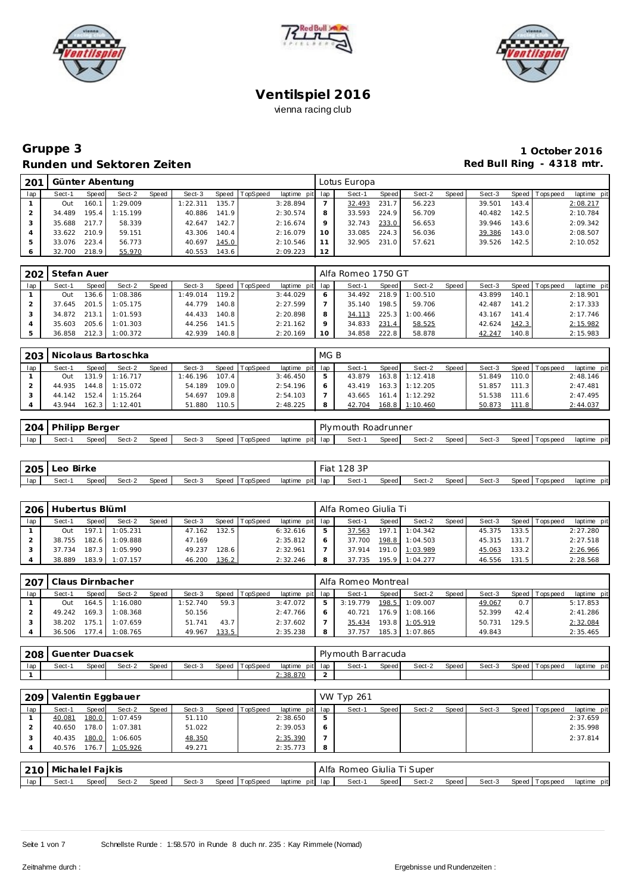# Ventilspiel 2016

vienna racing club

## Gruppe 3

**Runden und Sektoren Zeiten**

**1 October 2016**

**Red Bull Ring - 4318 mtr.**

| 201 | Günter Abentung | | | | | | | | Lotus Europa | | | | | | | | |
|---|---|---|---|---|---|---|---|---|---|---|---|---|---|---|---|---|---|
| lap | Sect-1 | Speed | Sect-2 | Speed | Sect-3 | Speed | TopSpeed | laptime pit | lap | Sect-1 | Speed | Sect-2 | Speed | Sect-3 | Speed | Topspeed | laptime pit |
| 1 | Out | 160.1 | 1:29.009 | | 1:22.311 | 135.7 | | 3:28.894 | 7 | 32.493 | 231.7 | 56.223 | | 39.501 | 143.4 | | 2:08.217 |
| 2 | 34.489 | 195.4 | 1:15.199 | | 40.886 | 141.9 | | 2:30.574 | 8 | 33.593 | 224.9 | 56.709 | | 40.482 | 142.5 | | 2:10.784 |
| 3 | 35.688 | 217.7 | 58.339 | | 42.647 | 142.7 | | 2:16.674 | 9 | 32.743 | 233.0 | 56.653 | | 39.946 | 143.6 | | 2:09.342 |
| 4 | 33.622 | 210.9 | 59.151 | | 43.306 | 140.4 | | 2:16.079 | 10 | 33.085 | 224.3 | 56.036 | | 39.386 | 143.0 | | 2:08.507 |
| 5 | 33.076 | 223.4 | 56.773 | | 40.697 | 145.0 | | 2:10.546 | 11 | 32.905 | 231.0 | 57.621 | | 39.526 | 142.5 | | 2:10.052 |
| 6 | 32.700 | 218.9 | 55.970 | | 40.553 | 143.6 | | 2:09.223 | 12 | | | | | | | | |

| 202 | Stefan Auer | | | | | | | | Alfa Romeo 1750 GT | | | | | | | | |
|---|---|---|---|---|---|---|---|---|---|---|---|---|---|---|---|---|---|
| lap | Sect-1 | Speed | Sect-2 | Speed | Sect-3 | Speed | TopSpeed | laptime pit | lap | Sect-1 | Speed | Sect-2 | Speed | Sect-3 | Speed | Topspeed | laptime pit |
| 1 | Out | 136.6 | 1:08.386 | | 1:49.014 | 119.2 | | 3:44.029 | 6 | 34.492 | 218.9 | 1:00.510 | | 43.899 | 140.1 | | 2:18.901 |
| 2 | 37.645 | 201.5 | 1:05.175 | | 44.779 | 140.8 | | 2:27.599 | 7 | 35.140 | 198.5 | 59.706 | | 42.487 | 141.2 | | 2:17.333 |
| 3 | 34.872 | 213.1 | 1:01.593 | | 44.433 | 140.8 | | 2:20.898 | 8 | 34.113 | 225.3 | 1:00.466 | | 43.167 | 141.4 | | 2:17.746 |
| 4 | 35.603 | 205.6 | 1:01.303 | | 44.256 | 141.5 | | 2:21.162 | 9 | 34.833 | 231.4 | 58.525 | | 42.624 | 142.3 | | 2:15.982 |
| 5 | 36.858 | 212.3 | 1:00.372 | | 42.939 | 140.8 | | 2:20.169 | 10 | 34.858 | 222.8 | 58.878 | | 42.247 | 140.8 | | 2:15.983 |

| 203 | Nicolaus Bartoschka | | | | | | | | MG B | | | | | | | | |
|---|---|---|---|---|---|---|---|---|---|---|---|---|---|---|---|---|---|
| lap | Sect-1 | Speed | Sect-2 | Speed | Sect-3 | Speed | TopSpeed | laptime pit | lap | Sect-1 | Speed | Sect-2 | Speed | Sect-3 | Speed | Topspeed | laptime pit |
| 1 | Out | 131.9 | 1:16.717 | | 1:46.196 | 107.4 | | 3:46.450 | 5 | 43.879 | 163.8 | 1:12.418 | | 51.849 | 110.0 | | 2:48.146 |
| 2 | 44.935 | 144.8 | 1:15.072 | | 54.189 | 109.0 | | 2:54.196 | 6 | 43.419 | 163.3 | 1:12.205 | | 51.857 | 111.3 | | 2:47.481 |
| 3 | 44.142 | 152.4 | 1:15.264 | | 54.697 | 109.8 | | 2:54.103 | 7 | 43.665 | 161.4 | 1:12.292 | | 51.538 | 111.6 | | 2:47.495 |
| 4 | 43.944 | 162.3 | 1:12.401 | | 51.880 | 110.5 | | 2:48.225 | 8 | 42.704 | 168.8 | 1:10.460 | | 50.873 | 111.8 | | 2:44.037 |

| 204 | Philipp Berger | | | | | | | | Plymouth Roadrunner | | | | | | | | |
|---|---|---|---|---|---|---|---|---|---|---|---|---|---|---|---|---|---|
| lap | Sect-1 | Speed | Sect-2 | Speed | Sect-3 | Speed | TopSpeed | laptime pit | lap | Sect-1 | Speed | Sect-2 | Speed | Sect-3 | Speed | Topspeed | laptime pit |

| 205 | Leo Birke | | | | | | | | Fiat 128 3P | | | | | | | | |
|---|---|---|---|---|---|---|---|---|---|---|---|---|---|---|---|---|---|
| lap | Sect-1 | Speed | Sect-2 | Speed | Sect-3 | Speed | TopSpeed | laptime pit | lap | Sect-1 | Speed | Sect-2 | Speed | Sect-3 | Speed | Topspeed | laptime pit |

| 206 | Hubertus Blüml | | | | | | | | Alfa Romeo Giulia Ti | | | | | | | | |
|---|---|---|---|---|---|---|---|---|---|---|---|---|---|---|---|---|---|
| lap | Sect-1 | Speed | Sect-2 | Speed | Sect-3 | Speed | TopSpeed | laptime pit | lap | Sect-1 | Speed | Sect-2 | Speed | Sect-3 | Speed | Topspeed | laptime pit |
| 1 | Out | 197.1 | 1:05.231 | | 47.162 | 132.5 | | 6:32.616 | 5 | 37.563 | 197.1 | 1:04.342 | | 45.375 | 133.5 | | 2:27.280 |
| 2 | 38.755 | 182.6 | 1:09.888 | | 47.169 | | | 2:35.812 | 6 | 37.700 | 198.8 | 1:04.503 | | 45.315 | 131.7 | | 2:27.518 |
| 3 | 37.734 | 187.3 | 1:05.990 | | 49.237 | 128.6 | | 2:32.961 | 7 | 37.914 | 191.0 | 1:03.989 | | 45.063 | 133.2 | | 2:26.966 |
| 4 | 38.889 | 183.9 | 1:07.157 | | 46.200 | 136.2 | | 2:32.246 | 8 | 37.735 | 195.9 | 1:04.277 | | 46.556 | 131.5 | | 2:28.568 |

| 207 | Claus Dirnbacher | | | | | | | | Alfa Romeo Montreal | | | | | | | | |
|---|---|---|---|---|---|---|---|---|---|---|---|---|---|---|---|---|---|
| lap | Sect-1 | Speed | Sect-2 | Speed | Sect-3 | Speed | TopSpeed | laptime pit | lap | Sect-1 | Speed | Sect-2 | Speed | Sect-3 | Speed | Topspeed | laptime pit |
| 1 | Out | 164.5 | 1:16.080 | | 1:52.740 | 59.3 | | 3:47.072 | 5 | 3:19.779 | 198.5 | 1:09.007 | | 49.067 | 0.7 | | 5:17.853 |
| 2 | 49.242 | 169.3 | 1:08.368 | | 50.156 | | | 2:47.766 | 6 | 40.721 | 176.9 | 1:08.166 | | 52.399 | 42.4 | | 2:41.286 |
| 3 | 38.202 | 175.1 | 1:07.659 | | 51.741 | 43.7 | | 2:37.602 | 7 | 35.434 | 193.8 | 1:05.919 | | 50.731 | 129.5 | | 2:32.084 |
| 4 | 36.506 | 177.4 | 1:08.765 | | 49.967 | 133.5 | | 2:35.238 | 8 | 37.757 | 185.3 | 1:07.865 | | 49.843 | | | 2:35.465 |

| 208 | Guenter Duacsek | | | | | | | | Plymouth Barracuda | | | | | | | | |
|---|---|---|---|---|---|---|---|---|---|---|---|---|---|---|---|---|---|
| lap | Sect-1 | Speed | Sect-2 | Speed | Sect-3 | Speed | TopSpeed | laptime pit | lap | Sect-1 | Speed | Sect-2 | Speed | Sect-3 | Speed | Topspeed | laptime pit |
| 1 | | | | | | | | 2:38.870 | 2 | | | | | | | | |

| 209 | Valentin Eggbauer | | | | | | | | VW Typ 261 | | | | | | | | |
|---|---|---|---|---|---|---|---|---|---|---|---|---|---|---|---|---|---|
| lap | Sect-1 | Speed | Sect-2 | Speed | Sect-3 | Speed | TopSpeed | laptime pit | lap | Sect-1 | Speed | Sect-2 | Speed | Sect-3 | Speed | Topspeed | laptime pit |
| 1 | 40.081 | 180.0 | 1:07.459 | | 51.110 | | | 2:38.650 | 5 | | | | | | | | 2:37.659 |
| 2 | 40.650 | 178.0 | 1:07.381 | | 51.022 | | | 2:39.053 | 6 | | | | | | | | 2:35.998 |
| 3 | 40.435 | 180.0 | 1:06.605 | | 48.350 | | | 2:35.390 | 7 | | | | | | | | 2:37.814 |
| 4 | 40.576 | 176.7 | 1:05.926 | | 49.271 | | | 2:35.773 | 8 | | | | | | | | |

| 210 | Michalel Fajkis | | | | | | | | Alfa Romeo Giulia Ti Super | | | | | | | | |
|---|---|---|---|---|---|---|---|---|---|---|---|---|---|---|---|---|---|
| lap | Sect-1 | Speed | Sect-2 | Speed | Sect-3 | Speed | TopSpeed | laptime pit | lap | Sect-1 | Speed | Sect-2 | Speed | Sect-3 | Speed | Topspeed | laptime pit |

Schnellste Runde : 1:58.570 in Runde 8 duch nr. 235 : Kay Rimmele (Nomad)

Zeitnahme durch :

Ergebnisse und Rundenzeiten :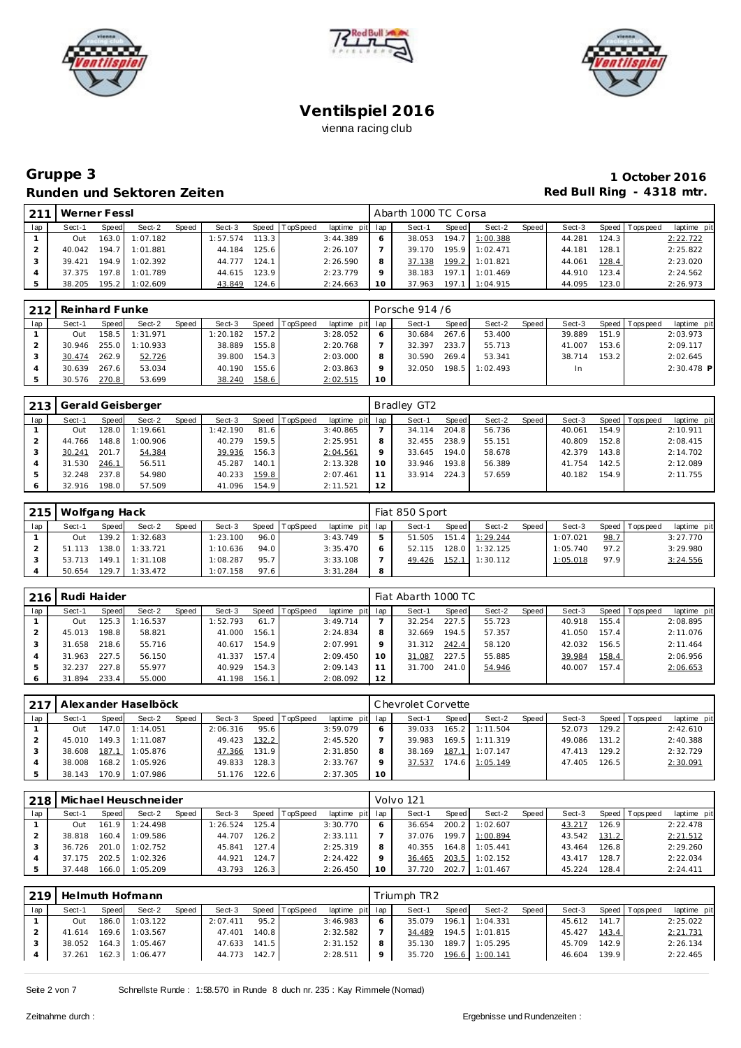# Ventilspiel 2016

vienna racing club

## Gruppe 3

**1 October 2016**

### Runden und Sektoren Zeiten

**Red Bull Ring - 4318 mtr.**

| 211 | Werner Fessl | | | | | | | | Abarth 1000 TC Corsa | | | | | | | | |
|---|---|---|---|---|---|---|---|---|---|---|---|---|---|---|---|---|---|
| lap | Sect-1 | Speed | Sect-2 | Speed | Sect-3 | Speed | TopSpeed | laptime pit | lap | Sect-1 | Speed | Sect-2 | Speed | Sect-3 | Speed | Topspeed | laptime pit |
| 1 | Out | 163.0 | 1:07.182 | | 1:57.574 | 113.3 | | 3:44.389 | 6 | 38.053 | 194.7 | 1:00.388 | | 44.281 | 124.3 | | 2:22.722 |
| 2 | 40.042 | 194.7 | 1:01.881 | | 44.184 | 125.6 | | 2:26.107 | 7 | 39.170 | 195.9 | 1:02.471 | | 44.181 | 128.1 | | 2:25.822 |
| 3 | 39.421 | 194.9 | 1:02.392 | | 44.777 | 124.1 | | 2:26.590 | 8 | 37.138 | 199.2 | 1:01.821 | | 44.061 | 128.4 | | 2:23.020 |
| 4 | 37.375 | 197.8 | 1:01.789 | | 44.615 | 123.9 | | 2:23.779 | 9 | 38.183 | 197.1 | 1:01.469 | | 44.910 | 123.4 | | 2:24.562 |
| 5 | 38.205 | 195.2 | 1:02.609 | | 43.849 | 124.6 | | 2:24.663 | 10 | 37.963 | 197.1 | 1:04.915 | | 44.095 | 123.0 | | 2:26.973 |

| 212 | Reinhard Funke | | | | | | | | Porsche 914 /6 | | | | | | | | |
|---|---|---|---|---|---|---|---|---|---|---|---|---|---|---|---|---|---|
| lap | Sect-1 | Speed | Sect-2 | Speed | Sect-3 | Speed | TopSpeed | laptime pit | lap | Sect-1 | Speed | Sect-2 | Speed | Sect-3 | Speed | Topspeed | laptime pit |
| 1 | Out | 158.5 | 1:31.971 | | 1:20.182 | 157.2 | | 3:28.052 | 6 | 30.684 | 267.6 | 53.400 | | 39.889 | 151.9 | | 2:03.973 |
| 2 | 30.946 | 255.0 | 1:10.933 | | 38.889 | 155.8 | | 2:20.768 | 7 | 32.397 | 233.7 | 55.713 | | 41.007 | 153.6 | | 2:09.117 |
| 3 | 30.474 | 262.9 | 52.726 | | 39.800 | 154.3 | | 2:03.000 | 8 | 30.590 | 269.4 | 53.341 | | 38.714 | 153.2 | | 2:02.645 |
| 4 | 30.639 | 267.6 | 53.034 | | 40.190 | 155.6 | | 2:03.863 | 9 | 32.050 | 198.5 | 1:02.493 | | In | | | 2:30.478 P |
| 5 | 30.576 | 270.8 | 53.699 | | 38.240 | 158.6 | | 2:02.515 | 10 | | | | | | | | |

| 213 | Gerald Geisberger | | | | | | | | Bradley GT2 | | | | | | | | |
|---|---|---|---|---|---|---|---|---|---|---|---|---|---|---|---|---|---|
| lap | Sect-1 | Speed | Sect-2 | Speed | Sect-3 | Speed | TopSpeed | laptime pit | lap | Sect-1 | Speed | Sect-2 | Speed | Sect-3 | Speed | Topspeed | laptime pit |
| 1 | Out | 128.0 | 1:19.661 | | 1:42.190 | 81.6 | | 3:40.865 | 7 | 34.114 | 204.8 | 56.736 | | 40.061 | 154.9 | | 2:10.911 |
| 2 | 44.766 | 148.8 | 1:00.906 | | 40.279 | 159.5 | | 2:25.951 | 8 | 32.455 | 238.9 | 55.151 | | 40.809 | 152.8 | | 2:08.415 |
| 3 | 30.241 | 201.7 | 54.384 | | 39.936 | 156.3 | | 2:04.561 | 9 | 33.645 | 194.0 | 58.678 | | 42.379 | 143.8 | | 2:14.702 |
| 4 | 31.530 | 246.1 | 56.511 | | 45.287 | 140.1 | | 2:13.328 | 10 | 33.946 | 193.8 | 56.389 | | 41.754 | 142.5 | | 2:12.089 |
| 5 | 32.248 | 237.8 | 54.980 | | 40.233 | 159.8 | | 2:07.461 | 11 | 33.914 | 224.3 | 57.659 | | 40.182 | 154.9 | | 2:11.755 |
| 6 | 32.916 | 198.0 | 57.509 | | 41.096 | 154.9 | | 2:11.521 | 12 | | | | | | | | |

| 215 | Wolfgang Hack | | | | | | | | Fiat 850 Sport | | | | | | | | |
|---|---|---|---|---|---|---|---|---|---|---|---|---|---|---|---|---|---|
| lap | Sect-1 | Speed | Sect-2 | Speed | Sect-3 | Speed | TopSpeed | laptime pit | lap | Sect-1 | Speed | Sect-2 | Speed | Sect-3 | Speed | Topspeed | laptime pit |
| 1 | Out | 139.2 | 1:32.683 | | 1:23.100 | 96.0 | | 3:43.749 | 5 | 51.505 | 151.4 | 1:29.244 | | 1:07.021 | 98.7 | | 3:27.770 |
| 2 | 51.113 | 138.0 | 1:33.721 | | 1:10.636 | 94.0 | | 3:35.470 | 6 | 52.115 | 128.0 | 1:32.125 | | 1:05.740 | 97.2 | | 3:29.980 |
| 3 | 53.713 | 149.1 | 1:31.108 | | 1:08.287 | 95.7 | | 3:33.108 | 7 | 49.426 | 152.1 | 1:30.112 | | 1:05.018 | 97.9 | | 3:24.556 |
| 4 | 50.654 | 129.7 | 1:33.472 | | 1:07.158 | 97.6 | | 3:31.284 | 8 | | | | | | | | |

| 216 | Rudi Haider | | | | | | | | Fiat Abarth 1000 TC | | | | | | | | |
|---|---|---|---|---|---|---|---|---|---|---|---|---|---|---|---|---|---|
| lap | Sect-1 | Speed | Sect-2 | Speed | Sect-3 | Speed | TopSpeed | laptime pit | lap | Sect-1 | Speed | Sect-2 | Speed | Sect-3 | Speed | Topspeed | laptime pit |
| 1 | Out | 125.3 | 1:16.537 | | 1:52.793 | 61.7 | | 3:49.714 | 7 | 32.254 | 227.5 | 55.723 | | 40.918 | 155.4 | | 2:08.895 |
| 2 | 45.013 | 198.8 | 58.821 | | 41.000 | 156.1 | | 2:24.834 | 8 | 32.669 | 194.5 | 57.357 | | 41.050 | 157.4 | | 2:11.076 |
| 3 | 31.658 | 218.6 | 55.716 | | 40.617 | 154.9 | | 2:07.991 | 9 | 31.312 | 242.4 | 58.120 | | 42.032 | 156.5 | | 2:11.464 |
| 4 | 31.963 | 227.5 | 56.150 | | 41.337 | 157.4 | | 2:09.450 | 10 | 31.087 | 227.5 | 55.885 | | 39.984 | 158.4 | | 2:06.956 |
| 5 | 32.237 | 227.8 | 55.977 | | 40.929 | 154.3 | | 2:09.143 | 11 | 31.700 | 241.0 | 54.946 | | 40.007 | 157.4 | | 2:06.653 |
| 6 | 31.894 | 233.4 | 55.000 | | 41.198 | 156.1 | | 2:08.092 | 12 | | | | | | | | |

| 217 | Alexander Haselböck | | | | | | | | Chevrolet Corvette | | | | | | | | |
|---|---|---|---|---|---|---|---|---|---|---|---|---|---|---|---|---|---|
| lap | Sect-1 | Speed | Sect-2 | Speed | Sect-3 | Speed | TopSpeed | laptime pit | lap | Sect-1 | Speed | Sect-2 | Speed | Sect-3 | Speed | Topspeed | laptime pit |
| 1 | Out | 147.0 | 1:14.051 | | 2:06.316 | 95.6 | | 3:59.079 | 6 | 39.033 | 165.2 | 1:11.504 | | 52.073 | 129.2 | | 2:42.610 |
| 2 | 45.010 | 149.3 | 1:11.087 | | 49.423 | 132.2 | | 2:45.520 | 7 | 39.983 | 169.5 | 1:11.319 | | 49.086 | 131.2 | | 2:40.388 |
| 3 | 38.608 | 187.1 | 1:05.876 | | 47.366 | 131.9 | | 2:31.850 | 8 | 38.169 | 187.1 | 1:07.147 | | 47.413 | 129.2 | | 2:32.729 |
| 4 | 38.008 | 168.2 | 1:05.926 | | 49.833 | 128.3 | | 2:33.767 | 9 | 37.537 | 174.6 | 1:05.149 | | 47.405 | 126.5 | | 2:30.091 |
| 5 | 38.143 | 170.9 | 1:07.986 | | 51.176 | 122.6 | | 2:37.305 | 10 | | | | | | | | |

| 218 | Michael Heuschneider | | | | | | | | Volvo 121 | | | | | | | | |
|---|---|---|---|---|---|---|---|---|---|---|---|---|---|---|---|---|---|
| lap | Sect-1 | Speed | Sect-2 | Speed | Sect-3 | Speed | TopSpeed | laptime pit | lap | Sect-1 | Speed | Sect-2 | Speed | Sect-3 | Speed | Topspeed | laptime pit |
| 1 | Out | 161.9 | 1:24.498 | | 1:26.524 | 125.4 | | 3:30.770 | 6 | 36.654 | 200.2 | 1:02.607 | | 43.217 | 126.9 | | 2:22.478 |
| 2 | 38.818 | 160.4 | 1:09.586 | | 44.707 | 126.2 | | 2:33.111 | 7 | 37.076 | 199.7 | 1:00.894 | | 43.542 | 131.2 | | 2:21.512 |
| 3 | 36.726 | 201.0 | 1:02.752 | | 45.841 | 127.4 | | 2:25.319 | 8 | 40.355 | 164.8 | 1:05.441 | | 43.464 | 126.8 | | 2:29.260 |
| 4 | 37.175 | 202.5 | 1:02.326 | | 44.921 | 124.7 | | 2:24.422 | 9 | 36.465 | 203.5 | 1:02.152 | | 43.417 | 128.7 | | 2:22.034 |
| 5 | 37.448 | 166.0 | 1:05.209 | | 43.793 | 126.3 | | 2:26.450 | 10 | 37.720 | 202.7 | 1:01.467 | | 45.224 | 128.4 | | 2:24.411 |

| 219 | Helmuth Hofmann | | | | | | | | Triumph TR2 | | | | | | | | |
|---|---|---|---|---|---|---|---|---|---|---|---|---|---|---|---|---|---|
| lap | Sect-1 | Speed | Sect-2 | Speed | Sect-3 | Speed | TopSpeed | laptime pit | lap | Sect-1 | Speed | Sect-2 | Speed | Sect-3 | Speed | Topspeed | laptime pit |
| 1 | Out | 186.0 | 1:03.122 | | 2:07.411 | 95.2 | | 3:46.983 | 6 | 35.079 | 196.1 | 1:04.331 | | 45.612 | 141.7 | | 2:25.022 |
| 2 | 41.614 | 169.6 | 1:03.567 | | 47.401 | 140.8 | | 2:32.582 | 7 | 34.489 | 194.5 | 1:01.815 | | 45.427 | 143.4 | | 2:21.731 |
| 3 | 38.052 | 164.3 | 1:05.467 | | 47.633 | 141.5 | | 2:31.152 | 8 | 35.130 | 189.7 | 1:05.295 | | 45.709 | 142.9 | | 2:26.134 |
| 4 | 37.261 | 162.3 | 1:06.477 | | 44.773 | 142.7 | | 2:28.511 | 9 | 35.720 | 196.6 | 1:00.141 | | 46.604 | 139.9 | | 2:22.465 |

Schnellste Runde : 1:58.570 in Runde 8 duch nr. 235 : Kay Rimmele (Nomad)

Zeitnahme durch :

Ergebnisse und Rundenzeiten :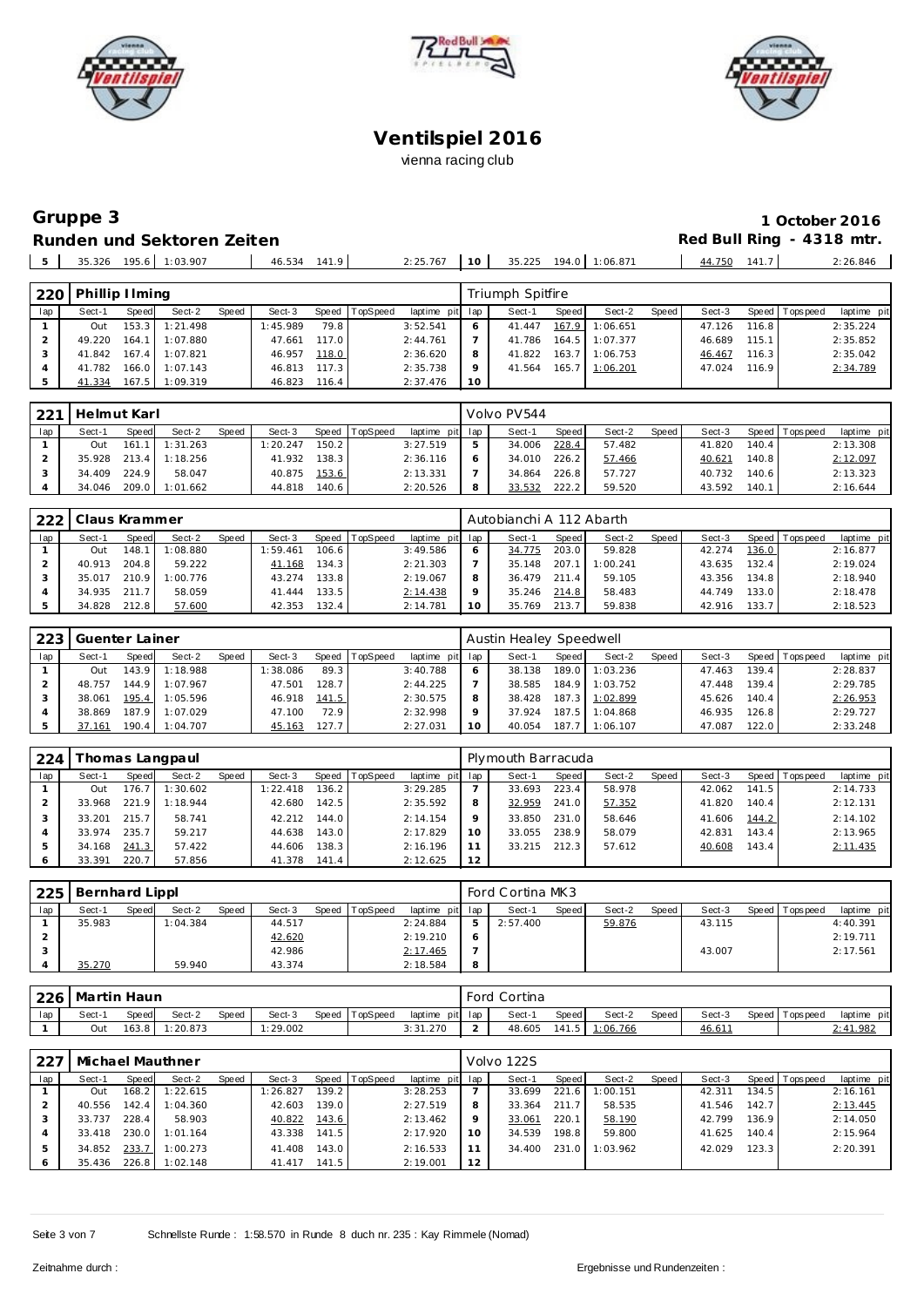# Ventilspiel 2016

vienna racing club

## Gruppe 3

**1 October 2016**

### Runden und Sektoren Zeiten

**Red Bull Ring - 4318 mtr.**

| 5 | 35.326 | 195.6 | 1:03.907 | | 46.534 | 141.9 | | 2:25.767 | 10 | 35.225 | 194.0 | 1:06.871 | | 44.750 | 141.7 | | 2:26.846 |
|---|---|---|---|---|---|---|---|---|---|---|---|---|---|---|---|---|---|

**220 Phillip Ilming** — Triumph Spitfire

| lap | Sect-1 | Speed | Sect-2 | Speed | Sect-3 | Speed | TopSpeed | laptime pit | lap | Sect-1 | Speed | Sect-2 | Speed | Sect-3 | Speed | Topspeed | laptime pit |
|---|---|---|---|---|---|---|---|---|---|---|---|---|---|---|---|---|---|
| 1 | Out | 153.3 | 1:21.498 | | 1:45.989 | 79.8 | | 3:52.541 | 6 | 41.447 | 167.9 | 1:06.651 | | 47.126 | 116.8 | | 2:35.224 |
| 2 | 49.220 | 164.1 | 1:07.880 | | 47.661 | 117.0 | | 2:44.761 | 7 | 41.786 | 164.5 | 1:07.377 | | 46.689 | 115.1 | | 2:35.852 |
| 3 | 41.842 | 167.4 | 1:07.821 | | 46.957 | 118.0 | | 2:36.620 | 8 | 41.822 | 163.7 | 1:06.753 | | 46.467 | 116.3 | | 2:35.042 |
| 4 | 41.782 | 166.0 | 1:07.143 | | 46.813 | 117.3 | | 2:35.738 | 9 | 41.564 | 165.7 | 1:06.201 | | 47.024 | 116.9 | | 2:34.789 |
| 5 | 41.334 | 167.5 | 1:09.319 | | 46.823 | 116.4 | | 2:37.476 | 10 | | | | | | | | |

**221 Helmut Karl** — Volvo PV544

| lap | Sect-1 | Speed | Sect-2 | Speed | Sect-3 | Speed | TopSpeed | laptime pit | lap | Sect-1 | Speed | Sect-2 | Speed | Sect-3 | Speed | Topspeed | laptime pit |
|---|---|---|---|---|---|---|---|---|---|---|---|---|---|---|---|---|---|
| 1 | Out | 161.1 | 1:31.263 | | 1:20.247 | 150.2 | | 3:27.519 | 5 | 34.006 | 228.4 | 57.482 | | 41.820 | 140.4 | | 2:13.308 |
| 2 | 35.928 | 213.4 | 1:18.256 | | 41.932 | 138.3 | | 2:36.116 | 6 | 34.010 | 226.2 | 57.466 | | 40.621 | 140.8 | | 2:12.097 |
| 3 | 34.409 | 224.9 | 58.047 | | 40.875 | 153.6 | | 2:13.331 | 7 | 34.864 | 226.8 | 57.727 | | 40.732 | 140.6 | | 2:13.323 |
| 4 | 34.046 | 209.0 | 1:01.662 | | 44.818 | 140.6 | | 2:20.526 | 8 | 33.532 | 222.2 | 59.520 | | 43.592 | 140.1 | | 2:16.644 |

**222 Claus Krammer** — Autobianchi A 112 Abarth

| lap | Sect-1 | Speed | Sect-2 | Speed | Sect-3 | Speed | TopSpeed | laptime pit | lap | Sect-1 | Speed | Sect-2 | Speed | Sect-3 | Speed | Topspeed | laptime pit |
|---|---|---|---|---|---|---|---|---|---|---|---|---|---|---|---|---|---|
| 1 | Out | 148.1 | 1:08.880 | | 1:59.461 | 106.6 | | 3:49.586 | 6 | 34.775 | 203.0 | 59.828 | | 42.274 | 136.0 | | 2:16.877 |
| 2 | 40.913 | 204.8 | 59.222 | | 41.168 | 134.3 | | 2:21.303 | 7 | 35.148 | 207.1 | 1:00.241 | | 43.635 | 132.4 | | 2:19.024 |
| 3 | 35.017 | 210.9 | 1:00.776 | | 43.274 | 133.8 | | 2:19.067 | 8 | 36.479 | 211.4 | 59.105 | | 43.356 | 134.8 | | 2:18.940 |
| 4 | 34.935 | 211.7 | 58.059 | | 41.444 | 133.5 | | 2:14.438 | 9 | 35.246 | 214.8 | 58.483 | | 44.749 | 133.0 | | 2:18.478 |
| 5 | 34.828 | 212.8 | 57.600 | | 42.353 | 132.4 | | 2:14.781 | 10 | 35.769 | 213.7 | 59.838 | | 42.916 | 133.7 | | 2:18.523 |

**223 Guenter Lainer** — Austin Healey Speedwell

| lap | Sect-1 | Speed | Sect-2 | Speed | Sect-3 | Speed | TopSpeed | laptime pit | lap | Sect-1 | Speed | Sect-2 | Speed | Sect-3 | Speed | Topspeed | laptime pit |
|---|---|---|---|---|---|---|---|---|---|---|---|---|---|---|---|---|---|
| 1 | Out | 143.9 | 1:18.988 | | 1:38.086 | 89.3 | | 3:40.788 | 6 | 38.138 | 189.0 | 1:03.236 | | 47.463 | 139.4 | | 2:28.837 |
| 2 | 48.757 | 144.9 | 1:07.967 | | 47.501 | 128.7 | | 2:44.225 | 7 | 38.585 | 184.9 | 1:03.752 | | 47.448 | 139.4 | | 2:29.785 |
| 3 | 38.061 | 195.4 | 1:05.596 | | 46.918 | 141.5 | | 2:30.575 | 8 | 38.428 | 187.3 | 1:02.899 | | 45.626 | 140.4 | | 2:26.953 |
| 4 | 38.869 | 187.9 | 1:07.029 | | 47.100 | 72.9 | | 2:32.998 | 9 | 37.924 | 187.5 | 1:04.868 | | 46.935 | 126.8 | | 2:29.727 |
| 5 | 37.161 | 190.4 | 1:04.707 | | 45.163 | 127.7 | | 2:27.031 | 10 | 40.054 | 187.7 | 1:06.107 | | 47.087 | 122.0 | | 2:33.248 |

**224 Thomas Langpaul** — Plymouth Barracuda

| lap | Sect-1 | Speed | Sect-2 | Speed | Sect-3 | Speed | TopSpeed | laptime pit | lap | Sect-1 | Speed | Sect-2 | Speed | Sect-3 | Speed | Topspeed | laptime pit |
|---|---|---|---|---|---|---|---|---|---|---|---|---|---|---|---|---|---|
| 1 | Out | 176.7 | 1:30.602 | | 1:22.418 | 136.2 | | 3:29.285 | 7 | 33.693 | 223.4 | 58.978 | | 42.062 | 141.5 | | 2:14.733 |
| 2 | 33.968 | 221.9 | 1:18.944 | | 42.680 | 142.5 | | 2:35.592 | 8 | 32.959 | 241.0 | 57.352 | | 41.820 | 140.4 | | 2:12.131 |
| 3 | 33.201 | 215.7 | 58.741 | | 42.212 | 144.0 | | 2:14.154 | 9 | 33.850 | 231.0 | 58.646 | | 41.606 | 144.2 | | 2:14.102 |
| 4 | 33.974 | 235.7 | 59.217 | | 44.638 | 143.0 | | 2:17.829 | 10 | 33.055 | 238.9 | 58.079 | | 42.831 | 143.4 | | 2:13.965 |
| 5 | 34.168 | 241.3 | 57.422 | | 44.606 | 138.3 | | 2:16.196 | 11 | 33.215 | 212.3 | 57.612 | | 40.608 | 143.4 | | 2:11.435 |
| 6 | 33.391 | 220.7 | 57.856 | | 41.378 | 141.4 | | 2:12.625 | 12 | | | | | | | | |

**225 Bernhard Lippl** — Ford Cortina MK3

| lap | Sect-1 | Speed | Sect-2 | Speed | Sect-3 | Speed | TopSpeed | laptime pit | lap | Sect-1 | Speed | Sect-2 | Speed | Sect-3 | Speed | Topspeed | laptime pit |
|---|---|---|---|---|---|---|---|---|---|---|---|---|---|---|---|---|---|
| 1 | 35.983 | | 1:04.384 | | 44.517 | | | 2:24.884 | 5 | 2:57.400 | | 59.876 | | 43.115 | | | 4:40.391 |
| 2 | | | | | 42.620 | | | 2:19.210 | 6 | | | | | | | | 2:19.711 |
| 3 | | | | | 42.986 | | | 2:17.465 | 7 | | | | | 43.007 | | | 2:17.561 |
| 4 | 35.270 | | 59.940 | | 43.374 | | | 2:18.584 | 8 | | | | | | | | |

**226 Martin Haun** — Ford Cortina

| lap | Sect-1 | Speed | Sect-2 | Speed | Sect-3 | Speed | TopSpeed | laptime pit | lap | Sect-1 | Speed | Sect-2 | Speed | Sect-3 | Speed | Topspeed | laptime pit |
|---|---|---|---|---|---|---|---|---|---|---|---|---|---|---|---|---|---|
| 1 | Out | 163.8 | 1:20.873 | | 1:29.002 | | | 3:31.270 | 2 | 48.605 | 141.5 | 1:06.766 | | 46.611 | | | 2:41.982 |

**227 Michael Mauthner** — Volvo 122S

| lap | Sect-1 | Speed | Sect-2 | Speed | Sect-3 | Speed | TopSpeed | laptime pit | lap | Sect-1 | Speed | Sect-2 | Speed | Sect-3 | Speed | Topspeed | laptime pit |
|---|---|---|---|---|---|---|---|---|---|---|---|---|---|---|---|---|---|
| 1 | Out | 168.2 | 1:22.615 | | 1:26.827 | 139.2 | | 3:28.253 | 7 | 33.699 | 221.6 | 1:00.151 | | 42.311 | 134.5 | | 2:16.161 |
| 2 | 40.556 | 142.4 | 1:04.360 | | 42.603 | 139.0 | | 2:27.519 | 8 | 33.364 | 211.7 | 58.535 | | 41.546 | 142.7 | | 2:13.445 |
| 3 | 33.737 | 228.4 | 58.903 | | 40.822 | 143.6 | | 2:13.462 | 9 | 33.061 | 220.1 | 58.190 | | 42.799 | 136.9 | | 2:14.050 |
| 4 | 33.418 | 230.0 | 1:01.164 | | 43.338 | 141.5 | | 2:17.920 | 10 | 34.539 | 198.8 | 59.800 | | 41.625 | 140.4 | | 2:15.964 |
| 5 | 34.852 | 233.7 | 1:00.273 | | 41.408 | 143.0 | | 2:16.533 | 11 | 34.400 | 231.0 | 1:03.962 | | 42.029 | 123.3 | | 2:20.391 |
| 6 | 35.436 | 226.8 | 1:02.148 | | 41.417 | 141.5 | | 2:19.001 | 12 | | | | | | | | |

Schnellste Runde : 1:58.570 in Runde 8 duch nr. 235 : Kay Rimmele (Nomad)

Zeitnahme durch :

Ergebnisse und Rundenzeiten :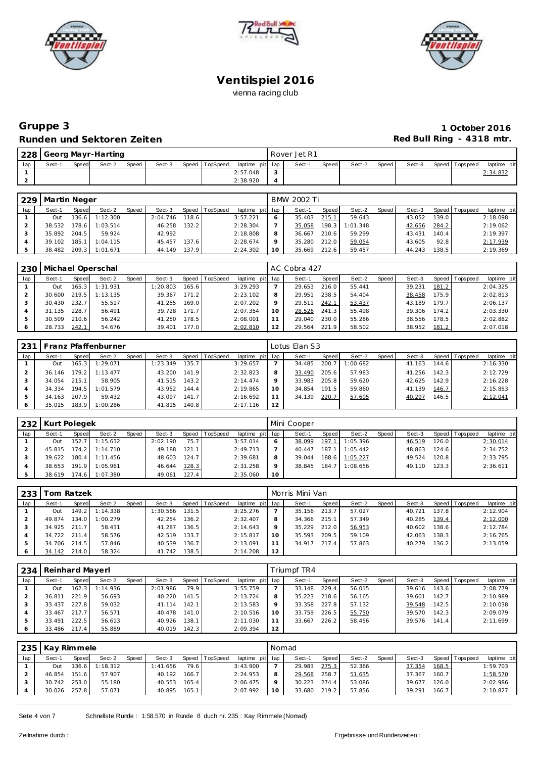# Ventilspiel 2016

vienna racing club

## Gruppe 3

**1 October 2016**

## Runden und Sektoren Zeiten

**Red Bull Ring - 4318 mtr.**

| 228 | Georg Mayr-Harting | | | | | | | | Rover Jet R1 | | | | | | | | |
|---|---|---|---|---|---|---|---|---|---|---|---|---|---|---|---|---|---|
| lap | Sect-1 | Speed | Sect-2 | Speed | Sect-3 | Speed | TopSpeed | laptime pit | lap | Sect-1 | Speed | Sect-2 | Speed | Sect-3 | Speed | Topspeed | laptime pit |
| 1 | | | | | | | | 2:57.048 | 3 | | | | | | | | 2:34.832 |
| 2 | | | | | | | | 2:38.920 | 4 | | | | | | | | |

| 229 | Martin Neger | | | | | | | | BMW 2002 Ti | | | | | | | | |
|---|---|---|---|---|---|---|---|---|---|---|---|---|---|---|---|---|---|
| lap | Sect-1 | Speed | Sect-2 | Speed | Sect-3 | Speed | TopSpeed | laptime pit | lap | Sect-1 | Speed | Sect-2 | Speed | Sect-3 | Speed | Topspeed | laptime pit |
| 1 | Out | 136.6 | 1:12.300 | | 2:04.746 | 118.6 | | 3:57.221 | 6 | 35.403 | 215.1 | 59.643 | | 43.052 | 139.0 | | 2:18.098 |
| 2 | 38.532 | 178.6 | 1:03.514 | | 46.258 | 132.2 | | 2:28.304 | 7 | 35.058 | 198.3 | 1:01.348 | | 42.656 | 284.2 | | 2:19.062 |
| 3 | 35.892 | 204.5 | 59.924 | | 42.992 | | | 2:18.808 | 8 | 36.667 | 210.6 | 59.299 | | 43.431 | 140.4 | | 2:19.397 |
| 4 | 39.102 | 185.1 | 1:04.115 | | 45.457 | 137.6 | | 2:28.674 | 9 | 35.280 | 212.0 | 59.054 | | 43.605 | 92.8 | | 2:17.939 |
| 5 | 38.482 | 209.3 | 1:01.671 | | 44.149 | 137.9 | | 2:24.302 | 10 | 35.669 | 212.6 | 59.457 | | 44.243 | 138.5 | | 2:19.369 |

| 230 | Michael Operschal | | | | | | | | AC Cobra 427 | | | | | | | | |
|---|---|---|---|---|---|---|---|---|---|---|---|---|---|---|---|---|---|
| lap | Sect-1 | Speed | Sect-2 | Speed | Sect-3 | Speed | TopSpeed | laptime pit | lap | Sect-1 | Speed | Sect-2 | Speed | Sect-3 | Speed | Topspeed | laptime pit |
| 1 | Out | 165.3 | 1:31.931 | | 1:20.803 | 165.6 | | 3:29.293 | 7 | 29.653 | 216.0 | 55.441 | | 39.231 | 181.2 | | 2:04.325 |
| 2 | 30.600 | 219.5 | 1:13.135 | | 39.367 | 171.2 | | 2:23.102 | 8 | 29.951 | 238.5 | 54.404 | | 38.458 | 175.9 | | 2:02.813 |
| 3 | 30.430 | 232.7 | 55.517 | | 41.255 | 169.0 | | 2:07.202 | 9 | 29.511 | 242.1 | 53.437 | | 43.189 | 179.7 | | 2:06.137 |
| 4 | 31.135 | 228.7 | 56.491 | | 39.728 | 171.7 | | 2:07.354 | 10 | 28.526 | 241.3 | 55.498 | | 39.306 | 174.2 | | 2:03.330 |
| 5 | 30.509 | 210.6 | 56.242 | | 41.250 | 178.5 | | 2:08.001 | 11 | 29.040 | 230.0 | 55.286 | | 38.556 | 178.5 | | 2:02.882 |
| 6 | 28.733 | 242.1 | 54.676 | | 39.401 | 177.0 | | 2:02.810 | 12 | 29.564 | 221.9 | 58.502 | | 38.952 | 181.2 | | 2:07.018 |

| 231 | Franz Pfaffenburner | | | | | | | | Lotus Elan S3 | | | | | | | | |
|---|---|---|---|---|---|---|---|---|---|---|---|---|---|---|---|---|---|
| lap | Sect-1 | Speed | Sect-2 | Speed | Sect-3 | Speed | TopSpeed | laptime pit | lap | Sect-1 | Speed | Sect-2 | Speed | Sect-3 | Speed | Topspeed | laptime pit |
| 1 | Out | 165.3 | 1:29.071 | | 1:23.349 | 135.7 | | 3:29.657 | 7 | 34.485 | 200.7 | 1:00.682 | | 41.163 | 144.6 | | 2:16.330 |
| 2 | 36.146 | 179.2 | 1:13.477 | | 43.200 | 141.9 | | 2:32.823 | 8 | 33.490 | 205.6 | 57.983 | | 41.256 | 142.3 | | 2:12.729 |
| 3 | 34.054 | 215.1 | 58.905 | | 41.515 | 143.2 | | 2:14.474 | 9 | 33.983 | 205.8 | 59.620 | | 42.625 | 142.9 | | 2:16.228 |
| 4 | 34.334 | 194.5 | 1:01.579 | | 43.952 | 144.4 | | 2:19.865 | 10 | 34.854 | 191.5 | 59.860 | | 41.139 | 146.7 | | 2:15.853 |
| 5 | 34.163 | 207.9 | 59.432 | | 43.097 | 141.7 | | 2:16.692 | 11 | 34.139 | 220.7 | 57.605 | | 40.297 | 146.5 | | 2:12.041 |
| 6 | 35.015 | 183.9 | 1:00.286 | | 41.815 | 140.8 | | 2:17.116 | 12 | | | | | | | | |

| 232 | Kurt Polegek | | | | | | | | Mini Cooper | | | | | | | | |
|---|---|---|---|---|---|---|---|---|---|---|---|---|---|---|---|---|---|
| lap | Sect-1 | Speed | Sect-2 | Speed | Sect-3 | Speed | TopSpeed | laptime pit | lap | Sect-1 | Speed | Sect-2 | Speed | Sect-3 | Speed | Topspeed | laptime pit |
| 1 | Out | 152.7 | 1:15.632 | | 2:02.190 | 75.7 | | 3:57.014 | 6 | 38.099 | 197.1 | 1:05.396 | | 46.519 | 126.0 | | 2:30.014 |
| 2 | 45.815 | 174.2 | 1:14.710 | | 49.188 | 121.1 | | 2:49.713 | 7 | 40.447 | 187.1 | 1:05.442 | | 48.863 | 124.6 | | 2:34.752 |
| 3 | 39.622 | 180.4 | 1:11.456 | | 48.603 | 124.7 | | 2:39.681 | 8 | 39.044 | 188.6 | 1:05.227 | | 49.524 | 120.8 | | 2:33.795 |
| 4 | 38.653 | 191.9 | 1:05.961 | | 46.644 | 128.3 | | 2:31.258 | 9 | 38.845 | 184.7 | 1:08.656 | | 49.110 | 123.3 | | 2:36.611 |
| 5 | 38.619 | 174.6 | 1:07.380 | | 49.061 | 127.4 | | 2:35.060 | 10 | | | | | | | | |

| 233 | Tom Ratzek | | | | | | | | Morris Mini Van | | | | | | | | |
|---|---|---|---|---|---|---|---|---|---|---|---|---|---|---|---|---|---|
| lap | Sect-1 | Speed | Sect-2 | Speed | Sect-3 | Speed | TopSpeed | laptime pit | lap | Sect-1 | Speed | Sect-2 | Speed | Sect-3 | Speed | Topspeed | laptime pit |
| 1 | Out | 149.2 | 1:14.338 | | 1:30.566 | 131.5 | | 3:25.276 | 7 | 35.156 | 213.7 | 57.027 | | 40.721 | 137.8 | | 2:12.904 |
| 2 | 49.874 | 134.0 | 1:00.279 | | 42.254 | 136.2 | | 2:32.407 | 8 | 34.366 | 215.1 | 57.349 | | 40.285 | 139.4 | | 2:12.000 |
| 3 | 34.925 | 211.7 | 58.431 | | 41.287 | 136.5 | | 2:14.643 | 9 | 35.229 | 212.0 | 56.953 | | 40.602 | 138.6 | | 2:12.784 |
| 4 | 34.722 | 211.4 | 58.576 | | 42.519 | 133.7 | | 2:15.817 | 10 | 35.593 | 209.5 | 59.109 | | 42.063 | 138.3 | | 2:16.765 |
| 5 | 34.706 | 214.5 | 57.846 | | 40.539 | 136.7 | | 2:13.091 | 11 | 34.917 | 217.4 | 57.863 | | 40.279 | 136.2 | | 2:13.059 |
| 6 | 34.142 | 214.0 | 58.324 | | 41.742 | 138.5 | | 2:14.208 | 12 | | | | | | | | |

| 234 | Reinhard Mayerl | | | | | | | | Triumpf TR4 | | | | | | | | |
|---|---|---|---|---|---|---|---|---|---|---|---|---|---|---|---|---|---|
| lap | Sect-1 | Speed | Sect-2 | Speed | Sect-3 | Speed | TopSpeed | laptime pit | lap | Sect-1 | Speed | Sect-2 | Speed | Sect-3 | Speed | Topspeed | laptime pit |
| 1 | Out | 162.3 | 1:14.936 | | 2:01.986 | 79.9 | | 3:55.759 | 7 | 33.148 | 229.4 | 56.015 | | 39.616 | 143.6 | | 2:08.779 |
| 2 | 36.811 | 221.9 | 56.693 | | 40.220 | 141.5 | | 2:13.724 | 8 | 35.223 | 218.6 | 56.165 | | 39.601 | 142.7 | | 2:10.989 |
| 3 | 33.437 | 227.8 | 59.032 | | 41.114 | 142.1 | | 2:13.583 | 9 | 33.358 | 227.8 | 57.132 | | 39.548 | 142.5 | | 2:10.038 |
| 4 | 33.467 | 217.7 | 56.571 | | 40.478 | 141.0 | | 2:10.516 | 10 | 33.759 | 226.5 | 55.750 | | 39.570 | 142.3 | | 2:09.079 |
| 5 | 33.491 | 222.5 | 56.613 | | 40.926 | 138.1 | | 2:11.030 | 11 | 33.667 | 226.2 | 58.456 | | 39.576 | 141.4 | | 2:11.699 |
| 6 | 33.486 | 217.4 | 55.889 | | 40.019 | 142.3 | | 2:09.394 | 12 | | | | | | | | |

| 235 | Kay Rimmele | | | | | | | | Nomad | | | | | | | | |
|---|---|---|---|---|---|---|---|---|---|---|---|---|---|---|---|---|---|
| lap | Sect-1 | Speed | Sect-2 | Speed | Sect-3 | Speed | TopSpeed | laptime pit | lap | Sect-1 | Speed | Sect-2 | Speed | Sect-3 | Speed | Topspeed | laptime pit |
| 1 | Out | 136.6 | 1:18.312 | | 1:41.656 | 79.6 | | 3:43.900 | 7 | 29.983 | 275.3 | 52.366 | | 37.354 | 168.5 | | 1:59.703 |
| 2 | 46.854 | 151.6 | 57.907 | | 40.192 | 166.7 | | 2:24.953 | 8 | 29.568 | 258.7 | 51.635 | | 37.367 | 160.7 | | 1:58.570 |
| 3 | 30.742 | 253.0 | 55.180 | | 40.553 | 165.4 | | 2:06.475 | 9 | 30.223 | 274.4 | 53.086 | | 39.677 | 126.0 | | 2:02.986 |
| 4 | 30.026 | 257.8 | 57.071 | | 40.895 | 165.1 | | 2:07.992 | 10 | 33.680 | 219.2 | 57.856 | | 39.291 | 166.7 | | 2:10.827 |

Schnellste Runde : 1:58.570 in Runde 8 duch nr. 235 : Kay Rimmele (Nomad)

Zeitnahme durch :

Ergebnisse und Rundenzeiten :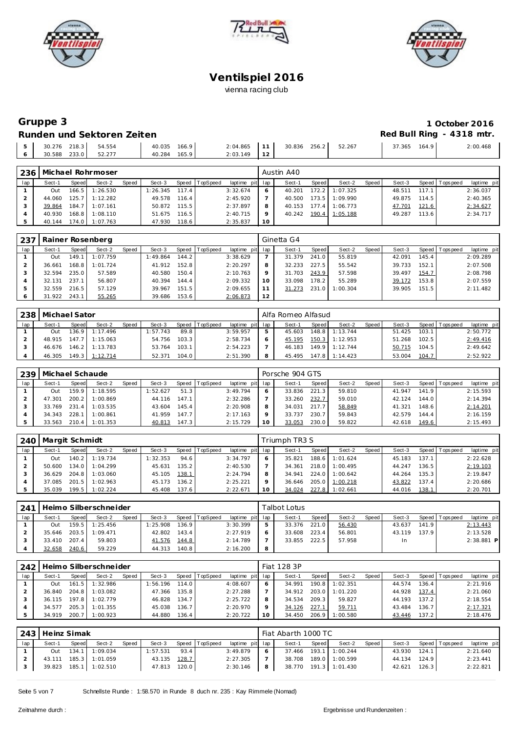# Ventilspiel 2016

vienna racing club

## Gruppe 3

**1 October 2016**

### Runden und Sektoren Zeiten

**Red Bull Ring - 4318 mtr.**

| lap | Sect-1 | Speed | Sect-2 | Speed | Sect-3 | Speed | TopSpeed | laptime pit | lap | Sect-1 | Speed | Sect-2 | Speed | Sect-3 | Speed | Topspeed | laptime pit |
|---|---|---|---|---|---|---|---|---|---|---|---|---|---|---|---|---|---|
| 5 | 30.276 | 218.3 | 54.554 | | 40.035 | 166.9 | | 2:04.865 | 11 | 30.836 | 256.2 | 52.267 | | 37.365 | 164.9 | | 2:00.468 |
| 6 | 30.588 | 233.0 | 52.277 | | 40.284 | 165.9 | | 2:03.149 | 12 | | | | | | | | |

**236 Michael Rohrmoser** — Austin A40

| lap | Sect-1 | Speed | Sect-2 | Speed | Sect-3 | Speed | TopSpeed | laptime pit | lap | Sect-1 | Speed | Sect-2 | Speed | Sect-3 | Speed | Topspeed | laptime pit |
|---|---|---|---|---|---|---|---|---|---|---|---|---|---|---|---|---|---|
| 1 | Out | 166.5 | 1:26.530 | | 1:26.345 | 117.4 | | 3:32.674 | 6 | 40.201 | 172.2 | 1:07.325 | | 48.511 | 117.1 | | 2:36.037 |
| 2 | 44.060 | 125.7 | 1:12.282 | | 49.578 | 116.4 | | 2:45.920 | 7 | 40.500 | 173.5 | 1:09.990 | | 49.875 | 114.5 | | 2:40.365 |
| 3 | 39.864 | 184.7 | 1:07.161 | | 50.872 | 115.5 | | 2:37.897 | 8 | 40.153 | 177.4 | 1:06.773 | | 47.701 | 121.6 | | 2:34.627 |
| 4 | 40.930 | 168.8 | 1:08.110 | | 51.675 | 116.5 | | 2:40.715 | 9 | 40.242 | 190.4 | 1:05.188 | | 49.287 | 113.6 | | 2:34.717 |
| 5 | 40.144 | 174.0 | 1:07.763 | | 47.930 | 118.6 | | 2:35.837 | 10 | | | | | | | | |

**237 Rainer Rosenberg** — Ginetta G4

| lap | Sect-1 | Speed | Sect-2 | Speed | Sect-3 | Speed | TopSpeed | laptime pit | lap | Sect-1 | Speed | Sect-2 | Speed | Sect-3 | Speed | Topspeed | laptime pit |
|---|---|---|---|---|---|---|---|---|---|---|---|---|---|---|---|---|---|
| 1 | Out | 149.1 | 1:07.759 | | 1:49.864 | 144.2 | | 3:38.629 | 7 | 31.379 | 241.0 | 55.819 | | 42.091 | 145.4 | | 2:09.289 |
| 2 | 36.661 | 168.8 | 1:01.724 | | 41.912 | 152.8 | | 2:20.297 | 8 | 32.233 | 227.5 | 55.542 | | 39.733 | 152.1 | | 2:07.508 |
| 3 | 32.594 | 235.0 | 57.589 | | 40.580 | 150.4 | | 2:10.763 | 9 | 31.703 | 243.9 | 57.598 | | 39.497 | 154.7 | | 2:08.798 |
| 4 | 32.131 | 237.1 | 56.807 | | 40.394 | 144.4 | | 2:09.332 | 10 | 33.098 | 178.2 | 55.289 | | 39.172 | 153.8 | | 2:07.559 |
| 5 | 32.559 | 216.5 | 57.129 | | 39.967 | 151.5 | | 2:09.655 | 11 | 31.273 | 231.0 | 1:00.304 | | 39.905 | 151.5 | | 2:11.482 |
| 6 | 31.922 | 243.1 | 55.265 | | 39.686 | 153.6 | | 2:06.873 | 12 | | | | | | | | |

**238 Michael Sator** — Alfa Romeo Alfasud

| lap | Sect-1 | Speed | Sect-2 | Speed | Sect-3 | Speed | TopSpeed | laptime pit | lap | Sect-1 | Speed | Sect-2 | Speed | Sect-3 | Speed | Topspeed | laptime pit |
|---|---|---|---|---|---|---|---|---|---|---|---|---|---|---|---|---|---|
| 1 | Out | 136.9 | 1:17.496 | | 1:57.743 | 89.8 | | 3:59.957 | 5 | 45.603 | 148.8 | 1:13.744 | | 51.425 | 103.1 | | 2:50.772 |
| 2 | 48.915 | 147.7 | 1:15.063 | | 54.756 | 103.3 | | 2:58.734 | 6 | 45.195 | 150.3 | 1:12.953 | | 51.268 | 102.5 | | 2:49.416 |
| 3 | 46.676 | 146.2 | 1:13.783 | | 53.764 | 103.1 | | 2:54.223 | 7 | 46.183 | 149.9 | 1:12.744 | | 50.715 | 104.5 | | 2:49.642 |
| 4 | 46.305 | 149.3 | 1:12.714 | | 52.371 | 104.0 | | 2:51.390 | 8 | 45.495 | 147.8 | 1:14.423 | | 53.004 | 104.7 | | 2:52.922 |

**239 Michael Schaude** — Porsche 904 GTS

| lap | Sect-1 | Speed | Sect-2 | Speed | Sect-3 | Speed | TopSpeed | laptime pit | lap | Sect-1 | Speed | Sect-2 | Speed | Sect-3 | Speed | Topspeed | laptime pit |
|---|---|---|---|---|---|---|---|---|---|---|---|---|---|---|---|---|---|
| 1 | Out | 159.9 | 1:18.595 | | 1:52.627 | 51.3 | | 3:49.794 | 6 | 33.836 | 221.3 | 59.810 | | 41.947 | 141.9 | | 2:15.593 |
| 2 | 47.301 | 200.2 | 1:00.869 | | 44.116 | 147.1 | | 2:32.286 | 7 | 33.260 | 232.7 | 59.010 | | 42.124 | 144.0 | | 2:14.394 |
| 3 | 33.769 | 231.4 | 1:03.535 | | 43.604 | 145.4 | | 2:20.908 | 8 | 34.031 | 217.7 | 58.849 | | 41.321 | 148.6 | | 2:14.201 |
| 4 | 34.343 | 228.1 | 1:00.861 | | 41.959 | 147.7 | | 2:17.163 | 9 | 33.737 | 230.7 | 59.843 | | 42.579 | 144.4 | | 2:16.159 |
| 5 | 33.563 | 210.4 | 1:01.353 | | 40.813 | 147.3 | | 2:15.729 | 10 | 33.053 | 230.0 | 59.822 | | 42.618 | 149.6 | | 2:15.493 |

**240 Margit Schmidt** — Triumph TR3 S

| lap | Sect-1 | Speed | Sect-2 | Speed | Sect-3 | Speed | TopSpeed | laptime pit | lap | Sect-1 | Speed | Sect-2 | Speed | Sect-3 | Speed | Topspeed | laptime pit |
|---|---|---|---|---|---|---|---|---|---|---|---|---|---|---|---|---|---|
| 1 | Out | 140.2 | 1:19.734 | | 1:32.353 | 94.6 | | 3:34.797 | 6 | 35.821 | 188.6 | 1:01.624 | | 45.183 | 137.1 | | 2:22.628 |
| 2 | 50.600 | 134.0 | 1:04.299 | | 45.631 | 135.2 | | 2:40.530 | 7 | 34.361 | 218.0 | 1:00.495 | | 44.247 | 136.5 | | 2:19.103 |
| 3 | 36.629 | 204.8 | 1:03.060 | | 45.105 | 138.1 | | 2:24.794 | 8 | 34.941 | 224.0 | 1:00.642 | | 44.264 | 135.3 | | 2:19.847 |
| 4 | 37.085 | 201.5 | 1:02.963 | | 45.173 | 136.2 | | 2:25.221 | 9 | 36.646 | 205.0 | 1:00.218 | | 43.822 | 137.4 | | 2:20.686 |
| 5 | 35.039 | 199.5 | 1:02.224 | | 45.408 | 137.6 | | 2:22.671 | 10 | 34.024 | 227.8 | 1:02.661 | | 44.016 | 138.1 | | 2:20.701 |

**241 Heimo Silberschneider** — Talbot Lotus

| lap | Sect-1 | Speed | Sect-2 | Speed | Sect-3 | Speed | TopSpeed | laptime pit | lap | Sect-1 | Speed | Sect-2 | Speed | Sect-3 | Speed | Topspeed | laptime pit |
|---|---|---|---|---|---|---|---|---|---|---|---|---|---|---|---|---|---|
| 1 | Out | 159.5 | 1:25.456 | | 1:25.908 | 136.9 | | 3:30.399 | 5 | 33.376 | 221.0 | 56.430 | | 43.637 | 141.9 | | 2:13.443 |
| 2 | 35.646 | 203.5 | 1:09.471 | | 42.802 | 143.4 | | 2:27.919 | 6 | 33.608 | 223.4 | 56.801 | | 43.119 | 137.9 | | 2:13.528 |
| 3 | 33.410 | 207.4 | 59.803 | | 41.576 | 144.8 | | 2:14.789 | 7 | 33.855 | 222.5 | 57.958 | | In | | | 2:38.881 P |
| 4 | 32.658 | 240.6 | 59.229 | | 44.313 | 140.8 | | 2:16.200 | 8 | | | | | | | | |

**242 Heimo Silberschneider** — Fiat 128 3P

| lap | Sect-1 | Speed | Sect-2 | Speed | Sect-3 | Speed | TopSpeed | laptime pit | lap | Sect-1 | Speed | Sect-2 | Speed | Sect-3 | Speed | Topspeed | laptime pit |
|---|---|---|---|---|---|---|---|---|---|---|---|---|---|---|---|---|---|
| 1 | Out | 161.5 | 1:32.986 | | 1:56.196 | 114.0 | | 4:08.607 | 6 | 34.991 | 190.8 | 1:02.351 | | 44.574 | 136.4 | | 2:21.916 |
| 2 | 36.840 | 204.8 | 1:03.082 | | 47.366 | 135.8 | | 2:27.288 | 7 | 34.912 | 203.0 | 1:01.220 | | 44.928 | 137.4 | | 2:21.060 |
| 3 | 36.115 | 197.8 | 1:02.779 | | 46.828 | 134.7 | | 2:25.722 | 8 | 34.534 | 209.3 | 59.827 | | 44.193 | 137.2 | | 2:18.554 |
| 4 | 34.577 | 205.3 | 1:01.355 | | 45.038 | 136.7 | | 2:20.970 | 9 | 34.126 | 227.1 | 59.711 | | 43.484 | 136.7 | | 2:17.321 |
| 5 | 34.919 | 200.7 | 1:00.923 | | 44.880 | 136.4 | | 2:20.722 | 10 | 34.450 | 206.9 | 1:00.580 | | 43.446 | 137.2 | | 2:18.476 |

**243 Heinz Simak** — Fiat Abarth 1000 TC

| lap | Sect-1 | Speed | Sect-2 | Speed | Sect-3 | Speed | TopSpeed | laptime pit | lap | Sect-1 | Speed | Sect-2 | Speed | Sect-3 | Speed | Topspeed | laptime pit |
|---|---|---|---|---|---|---|---|---|---|---|---|---|---|---|---|---|---|
| 1 | Out | 134.1 | 1:09.034 | | 1:57.531 | 93.4 | | 3:49.879 | 6 | 37.466 | 193.1 | 1:00.244 | | 43.930 | 124.1 | | 2:21.640 |
| 2 | 43.111 | 185.3 | 1:01.059 | | 43.135 | 128.7 | | 2:27.305 | 7 | 38.708 | 189.0 | 1:00.599 | | 44.134 | 124.9 | | 2:23.441 |
| 3 | 39.823 | 185.1 | 1:02.510 | | 47.813 | 120.0 | | 2:30.146 | 8 | 38.770 | 191.3 | 1:01.430 | | 42.621 | 126.3 | | 2:22.821 |

Schnellste Runde : 1:58.570 in Runde 8 duch nr. 235 : Kay Rimmele (Nomad)

Zeitnahme durch :

Ergebnisse und Rundenzeiten :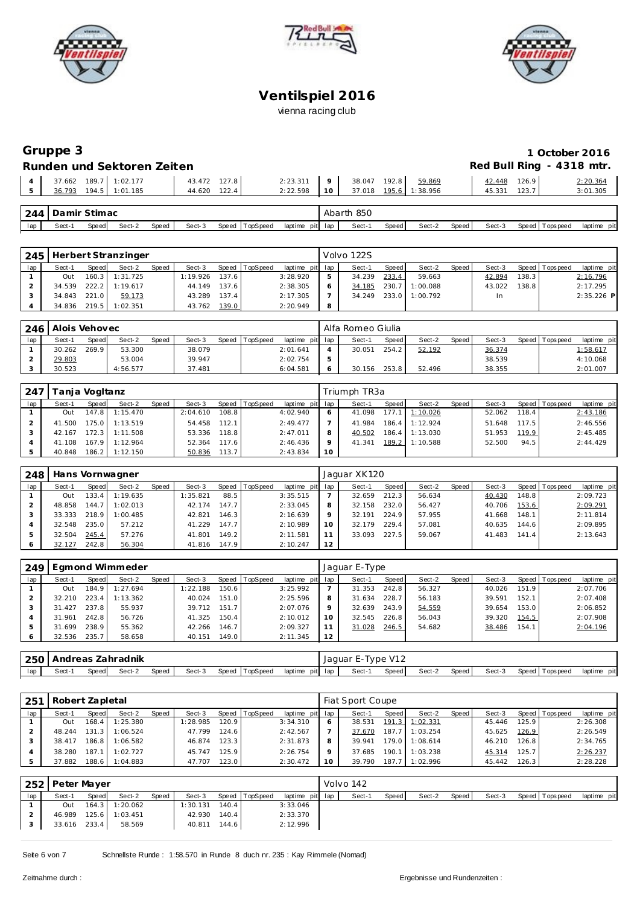# Ventilspiel 2016

vienna racing club

## Gruppe 3

**1 October 2016**

## Runden und Sektoren Zeiten

**Red Bull Ring - 4318 mtr.**

| lap | Sect-1 | Speed | Sect-2 | Speed | Sect-3 | Speed | TopSpeed | laptime pit | lap | Sect-1 | Speed | Sect-2 | Speed | Sect-3 | Speed | Topspeed | laptime pit |
|---|---|---|---|---|---|---|---|---|---|---|---|---|---|---|---|---|---|
| 4 | 37.662 | 189.7 | 1:02.177 | | 43.472 | 127.8 | | 2:23.311 | 9 | 38.047 | 192.8 | 59.869 | | 42.448 | 126.9 | | 2:20.364 |
| 5 | 36.793 | 194.5 | 1:01.185 | | 44.620 | 122.4 | | 2:22.598 | 10 | 37.018 | 195.6 | 1:38.956 | | 45.331 | 123.7 | | 3:01.305 |

### 244 Damir Stimac — Abarth 850

| lap | Sect-1 | Speed | Sect-2 | Speed | Sect-3 | Speed | TopSpeed | laptime pit | lap | Sect-1 | Speed | Sect-2 | Speed | Sect-3 | Speed | Topspeed | laptime pit |
|---|---|---|---|---|---|---|---|---|---|---|---|---|---|---|---|---|---|

### 245 Herbert Stranzinger — Volvo 122S

| lap | Sect-1 | Speed | Sect-2 | Speed | Sect-3 | Speed | TopSpeed | laptime pit | lap | Sect-1 | Speed | Sect-2 | Speed | Sect-3 | Speed | Topspeed | laptime pit |
|---|---|---|---|---|---|---|---|---|---|---|---|---|---|---|---|---|---|
| 1 | Out | 160.3 | 1:31.725 | | 1:19.926 | 137.6 | | 3:28.920 | 5 | 34.239 | 233.4 | 59.663 | | 42.894 | 138.3 | | 2:16.796 |
| 2 | 34.539 | 222.2 | 1:19.617 | | 44.149 | 137.6 | | 2:38.305 | 6 | 34.185 | 230.7 | 1:00.088 | | 43.022 | 138.8 | | 2:17.295 |
| 3 | 34.843 | 221.0 | 59.173 | | 43.289 | 137.4 | | 2:17.305 | 7 | 34.249 | 233.0 | 1:00.792 | | In | | | 2:35.226 P |
| 4 | 34.836 | 219.5 | 1:02.351 | | 43.762 | 139.0 | | 2:20.949 | 8 | | | | | | | | |

### 246 Alois Vehovec — Alfa Romeo Giulia

| lap | Sect-1 | Speed | Sect-2 | Speed | Sect-3 | Speed | TopSpeed | laptime pit | lap | Sect-1 | Speed | Sect-2 | Speed | Sect-3 | Speed | Topspeed | laptime pit |
|---|---|---|---|---|---|---|---|---|---|---|---|---|---|---|---|---|---|
| 1 | 30.262 | 269.9 | 53.300 | | 38.079 | | | 2:01.641 | 4 | 30.051 | 254.2 | 52.192 | | 36.374 | | | 1:58.617 |
| 2 | 29.803 | | 53.004 | | 39.947 | | | 2:02.754 | 5 | | | | | 38.539 | | | 4:10.068 |
| 3 | 30.523 | | 4:56.577 | | 37.481 | | | 6:04.581 | 6 | 30.156 | 253.8 | 52.496 | | 38.355 | | | 2:01.007 |

### 247 Tanja Vogltanz — Triumph TR3a

| lap | Sect-1 | Speed | Sect-2 | Speed | Sect-3 | Speed | TopSpeed | laptime pit | lap | Sect-1 | Speed | Sect-2 | Speed | Sect-3 | Speed | Topspeed | laptime pit |
|---|---|---|---|---|---|---|---|---|---|---|---|---|---|---|---|---|---|
| 1 | Out | 147.8 | 1:15.470 | | 2:04.610 | 108.8 | | 4:02.940 | 6 | 41.098 | 177.1 | 1:10.026 | | 52.062 | 118.4 | | 2:43.186 |
| 2 | 41.500 | 175.0 | 1:13.519 | | 54.458 | 112.1 | | 2:49.477 | 7 | 41.984 | 186.4 | 1:12.924 | | 51.648 | 117.5 | | 2:46.556 |
| 3 | 42.167 | 172.3 | 1:11.508 | | 53.336 | 118.8 | | 2:47.011 | 8 | 40.502 | 186.4 | 1:13.030 | | 51.953 | 119.9 | | 2:45.485 |
| 4 | 41.108 | 167.9 | 1:12.964 | | 52.364 | 117.6 | | 2:46.436 | 9 | 41.341 | 189.2 | 1:10.588 | | 52.500 | 94.5 | | 2:44.429 |
| 5 | 40.848 | 186.2 | 1:12.150 | | 50.836 | 113.7 | | 2:43.834 | 10 | | | | | | | | |

### 248 Hans Vornwagner — Jaguar XK120

| lap | Sect-1 | Speed | Sect-2 | Speed | Sect-3 | Speed | TopSpeed | laptime pit | lap | Sect-1 | Speed | Sect-2 | Speed | Sect-3 | Speed | Topspeed | laptime pit |
|---|---|---|---|---|---|---|---|---|---|---|---|---|---|---|---|---|---|
| 1 | Out | 133.4 | 1:19.635 | | 1:35.821 | 88.5 | | 3:35.515 | 7 | 32.659 | 212.3 | 56.634 | | 40.430 | 148.8 | | 2:09.723 |
| 2 | 48.858 | 144.7 | 1:02.013 | | 42.174 | 147.7 | | 2:33.045 | 8 | 32.158 | 232.0 | 56.427 | | 40.706 | 153.6 | | 2:09.291 |
| 3 | 33.333 | 218.9 | 1:00.485 | | 42.821 | 146.3 | | 2:16.639 | 9 | 32.191 | 224.9 | 57.955 | | 41.668 | 148.1 | | 2:11.814 |
| 4 | 32.548 | 235.0 | 57.212 | | 41.229 | 147.7 | | 2:10.989 | 10 | 32.179 | 229.4 | 57.081 | | 40.635 | 144.6 | | 2:09.895 |
| 5 | 32.504 | 245.4 | 57.276 | | 41.801 | 149.2 | | 2:11.581 | 11 | 33.093 | 227.5 | 59.067 | | 41.483 | 141.4 | | 2:13.643 |
| 6 | 32.127 | 242.8 | 56.304 | | 41.816 | 147.9 | | 2:10.247 | 12 | | | | | | | | |

### 249 Egmond Wimmeder — Jaguar E-Type

| lap | Sect-1 | Speed | Sect-2 | Speed | Sect-3 | Speed | TopSpeed | laptime pit | lap | Sect-1 | Speed | Sect-2 | Speed | Sect-3 | Speed | Topspeed | laptime pit |
|---|---|---|---|---|---|---|---|---|---|---|---|---|---|---|---|---|---|
| 1 | Out | 184.9 | 1:27.694 | | 1:22.188 | 150.6 | | 3:25.992 | 7 | 31.353 | 242.8 | 56.327 | | 40.026 | 151.9 | | 2:07.706 |
| 2 | 32.210 | 223.4 | 1:13.362 | | 40.024 | 151.0 | | 2:25.596 | 8 | 31.634 | 228.7 | 56.183 | | 39.591 | 152.1 | | 2:07.408 |
| 3 | 31.427 | 237.8 | 55.937 | | 39.712 | 151.7 | | 2:07.076 | 9 | 32.639 | 243.9 | 54.559 | | 39.654 | 153.0 | | 2:06.852 |
| 4 | 31.961 | 242.8 | 56.726 | | 41.325 | 150.4 | | 2:10.012 | 10 | 32.545 | 226.8 | 56.043 | | 39.320 | 154.5 | | 2:07.908 |
| 5 | 31.699 | 238.9 | 55.362 | | 42.266 | 146.7 | | 2:09.327 | 11 | 31.028 | 246.5 | 54.682 | | 38.486 | 154.1 | | 2:04.196 |
| 6 | 32.536 | 235.7 | 58.658 | | 40.151 | 149.0 | | 2:11.345 | 12 | | | | | | | | |

### 250 Andreas Zahradnik — Jaguar E-Type V12

| lap | Sect-1 | Speed | Sect-2 | Speed | Sect-3 | Speed | TopSpeed | laptime pit | lap | Sect-1 | Speed | Sect-2 | Speed | Sect-3 | Speed | Topspeed | laptime pit |
|---|---|---|---|---|---|---|---|---|---|---|---|---|---|---|---|---|---|

### 251 Robert Zapletal — Fiat Sport Coupe

| lap | Sect-1 | Speed | Sect-2 | Speed | Sect-3 | Speed | TopSpeed | laptime pit | lap | Sect-1 | Speed | Sect-2 | Speed | Sect-3 | Speed | Topspeed | laptime pit |
|---|---|---|---|---|---|---|---|---|---|---|---|---|---|---|---|---|---|
| 1 | Out | 168.4 | 1:25.380 | | 1:28.985 | 120.9 | | 3:34.310 | 6 | 38.531 | 191.3 | 1:02.331 | | 45.446 | 125.9 | | 2:26.308 |
| 2 | 48.244 | 131.3 | 1:06.524 | | 47.799 | 124.6 | | 2:42.567 | 7 | 37.670 | 187.7 | 1:03.254 | | 45.625 | 126.9 | | 2:26.549 |
| 3 | 38.417 | 186.8 | 1:06.582 | | 46.874 | 123.3 | | 2:31.873 | 8 | 39.941 | 179.0 | 1:08.614 | | 46.210 | 126.8 | | 2:34.765 |
| 4 | 38.280 | 187.1 | 1:02.727 | | 45.747 | 125.9 | | 2:26.754 | 9 | 37.685 | 190.1 | 1:03.238 | | 45.314 | 125.7 | | 2:26.237 |
| 5 | 37.882 | 188.6 | 1:04.883 | | 47.707 | 123.0 | | 2:30.472 | 10 | 39.790 | 187.7 | 1:02.996 | | 45.442 | 126.3 | | 2:28.228 |

### 252 Peter Mayer — Volvo 142

| lap | Sect-1 | Speed | Sect-2 | Speed | Sect-3 | Speed | TopSpeed | laptime pit | lap | Sect-1 | Speed | Sect-2 | Speed | Sect-3 | Speed | Topspeed | laptime pit |
|---|---|---|---|---|---|---|---|---|---|---|---|---|---|---|---|---|---|
| 1 | Out | 164.3 | 1:20.062 | | 1:30.131 | 140.4 | | 3:33.046 | | | | | | | | | |
| 2 | 46.989 | 125.6 | 1:03.451 | | 42.930 | 140.4 | | 2:33.370 | | | | | | | | | |
| 3 | 33.616 | 233.4 | 58.569 | | 40.811 | 144.6 | | 2:12.996 | | | | | | | | | |

Schnellste Runde : 1:58.570 in Runde 8 duch nr. 235 : Kay Rimmele (Nomad)

Zeitnahme durch :

Ergebnisse und Rundenzeiten :